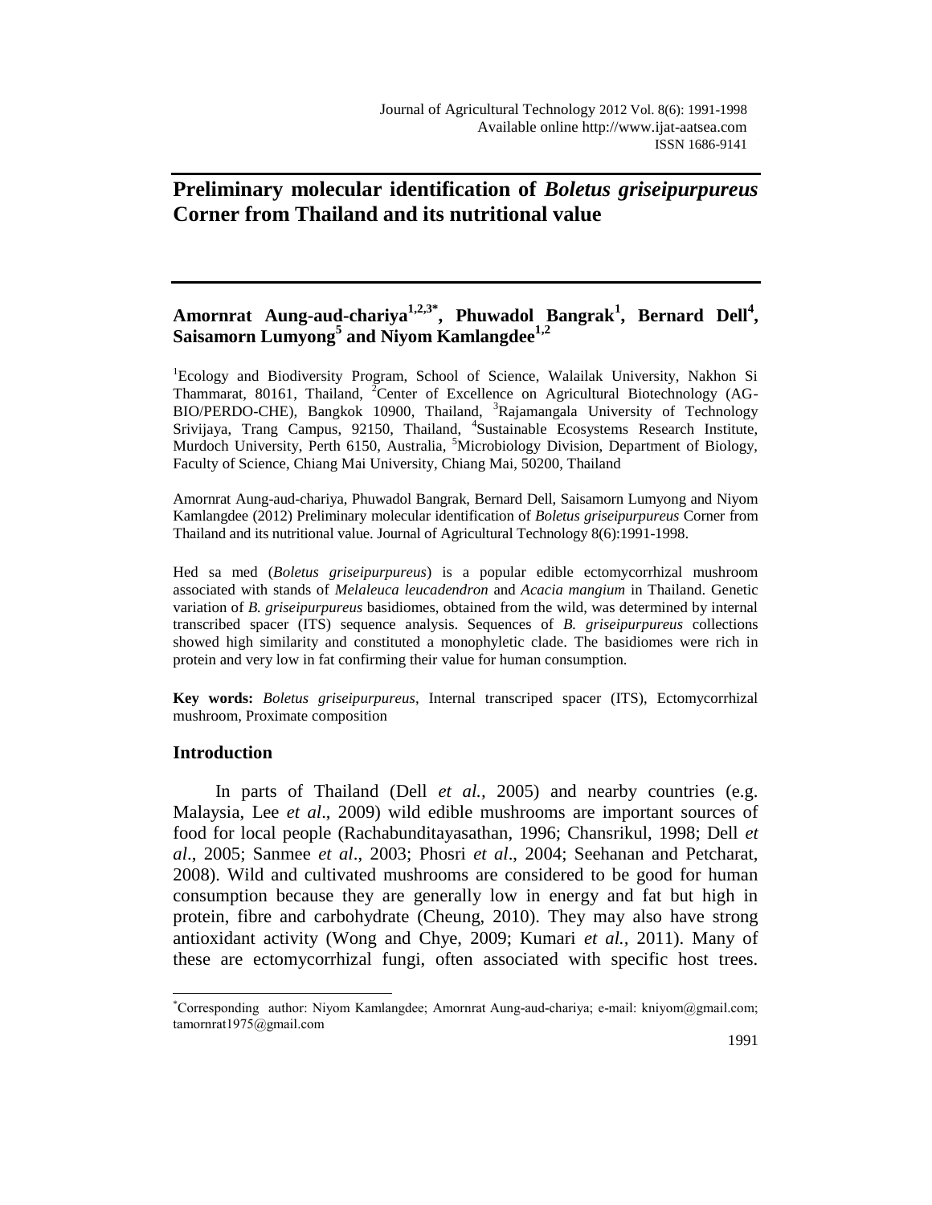# Preliminary molecular identification of *Boletus griseipurpureus* Corner from Thailand and its nutritional value

**Amornrat Aung-aud-chariya[1,2,3*], Phuwadol Bangrak[1], Bernard Dell[4], Saisamorn Lumyong[5] and Niyom Kamlangdee[1,2]**

[1]Ecology and Biodiversity Program, School of Science, Walailak University, Nakhon Si Thammarat, 80161, Thailand, [2]Center of Excellence on Agricultural Biotechnology (AG-BIO/PERDO-CHE), Bangkok 10900, Thailand, [3]Rajamangala University of Technology Srivijaya, Trang Campus, 92150, Thailand, [4]Sustainable Ecosystems Research Institute, Murdoch University, Perth 6150, Australia, [5]Microbiology Division, Department of Biology, Faculty of Science, Chiang Mai University, Chiang Mai, 50200, Thailand

Amornrat Aung-aud-chariya, Phuwadol Bangrak, Bernard Dell, Saisamorn Lumyong and Niyom Kamlangdee (2012) Preliminary molecular identification of *Boletus griseipurpureus* Corner from Thailand and its nutritional value. Journal of Agricultural Technology 8(6):1991-1998.

Hed sa med (*Boletus griseipurpureus*) is a popular edible ectomycorrhizal mushroom associated with stands of *Melaleuca leucadendron* and *Acacia mangium* in Thailand. Genetic variation of *B. griseipurpureus* basidiomes, obtained from the wild, was determined by internal transcribed spacer (ITS) sequence analysis. Sequences of *B. griseipurpureus* collections showed high similarity and constituted a monophyletic clade. The basidiomes were rich in protein and very low in fat confirming their value for human consumption.

**Key words:** *Boletus griseipurpureus*, Internal transcriped spacer (ITS), Ectomycorrhizal mushroom, Proximate composition

## Introduction

In parts of Thailand (Dell *et al.*, 2005) and nearby countries (e.g. Malaysia, Lee *et al*., 2009) wild edible mushrooms are important sources of food for local people (Rachabunditayasathan, 1996; Chansrikul, 1998; Dell *et al*., 2005; Sanmee *et al*., 2003; Phosri *et al*., 2004; Seehanan and Petcharat, 2008). Wild and cultivated mushrooms are considered to be good for human consumption because they are generally low in energy and fat but high in protein, fibre and carbohydrate (Cheung, 2010). They may also have strong antioxidant activity (Wong and Chye, 2009; Kumari *et al.*, 2011). Many of these are ectomycorrhizal fungi, often associated with specific host trees.

*Corresponding author: Niyom Kamlangdee; Amornrat Aung-aud-chariya; e-mail: kniyom@gmail.com; tamornrat1975@gmail.com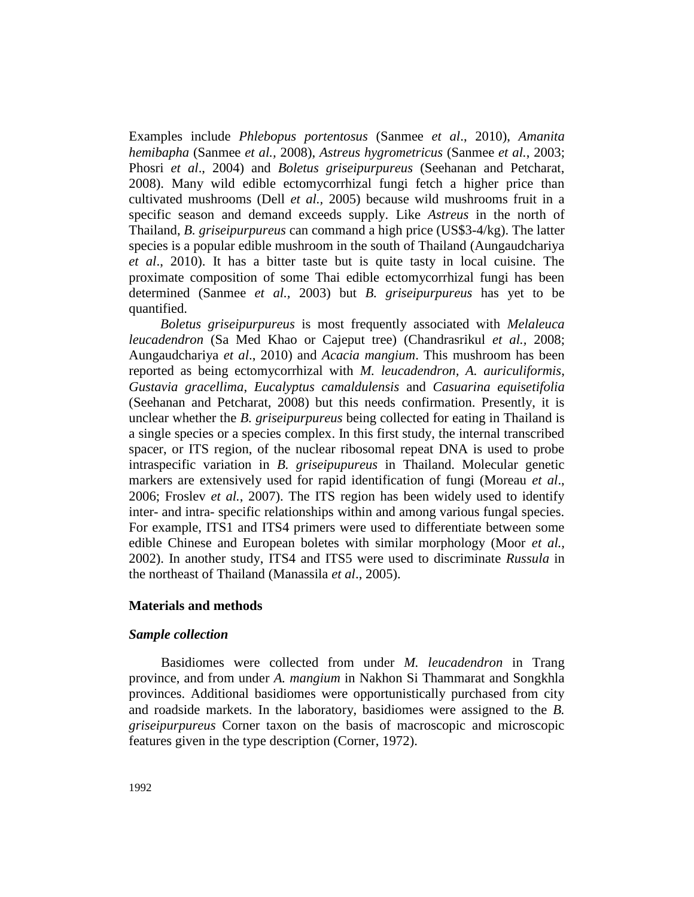Examples include *Phlebopus portentosus* (Sanmee *et al*., 2010), *Amanita hemibapha* (Sanmee *et al.*, 2008), *Astreus hygrometricus* (Sanmee *et al.*, 2003; Phosri *et al*., 2004) and *Boletus griseipurpureus* (Seehanan and Petcharat, 2008). Many wild edible ectomycorrhizal fungi fetch a higher price than cultivated mushrooms (Dell *et al.,* 2005) because wild mushrooms fruit in a specific season and demand exceeds supply. Like *Astreus* in the north of Thailand, *B. griseipurpureus* can command a high price (US$3-4/kg). The latter species is a popular edible mushroom in the south of Thailand (Aungaudchariya *et al*., 2010). It has a bitter taste but is quite tasty in local cuisine. The proximate composition of some Thai edible ectomycorrhizal fungi has been determined (Sanmee *et al.*, 2003) but *B. griseipurpureus* has yet to be quantified.

*Boletus griseipurpureus* is most frequently associated with *Melaleuca leucadendron* (Sa Med Khao or Cajeput tree) (Chandrasrikul *et al.*, 2008; Aungaudchariya *et al*., 2010) and *Acacia mangium*. This mushroom has been reported as being ectomycorrhizal with *M. leucadendron, A. auriculiformis*, *Gustavia gracellima*, *Eucalyptus camaldulensis* and *Casuarina equisetifolia* (Seehanan and Petcharat, 2008) but this needs confirmation. Presently, it is unclear whether the *B. griseipurpureus* being collected for eating in Thailand is a single species or a species complex. In this first study, the internal transcribed spacer, or ITS region, of the nuclear ribosomal repeat DNA is used to probe intraspecific variation in *B. griseipupureus* in Thailand. Molecular genetic markers are extensively used for rapid identification of fungi (Moreau *et al*., 2006; Froslev *et al.*, 2007). The ITS region has been widely used to identify inter- and intra- specific relationships within and among various fungal species. For example, ITS1 and ITS4 primers were used to differentiate between some edible Chinese and European boletes with similar morphology (Moor *et al.*, 2002). In another study, ITS4 and ITS5 were used to discriminate *Russula* in the northeast of Thailand (Manassila *et al*., 2005).

## Materials and methods

### *Sample collection*

Basidiomes were collected from under *M. leucadendron* in Trang province, and from under *A. mangium* in Nakhon Si Thammarat and Songkhla provinces. Additional basidiomes were opportunistically purchased from city and roadside markets. In the laboratory, basidiomes were assigned to the *B. griseipurpureus* Corner taxon on the basis of macroscopic and microscopic features given in the type description (Corner, 1972).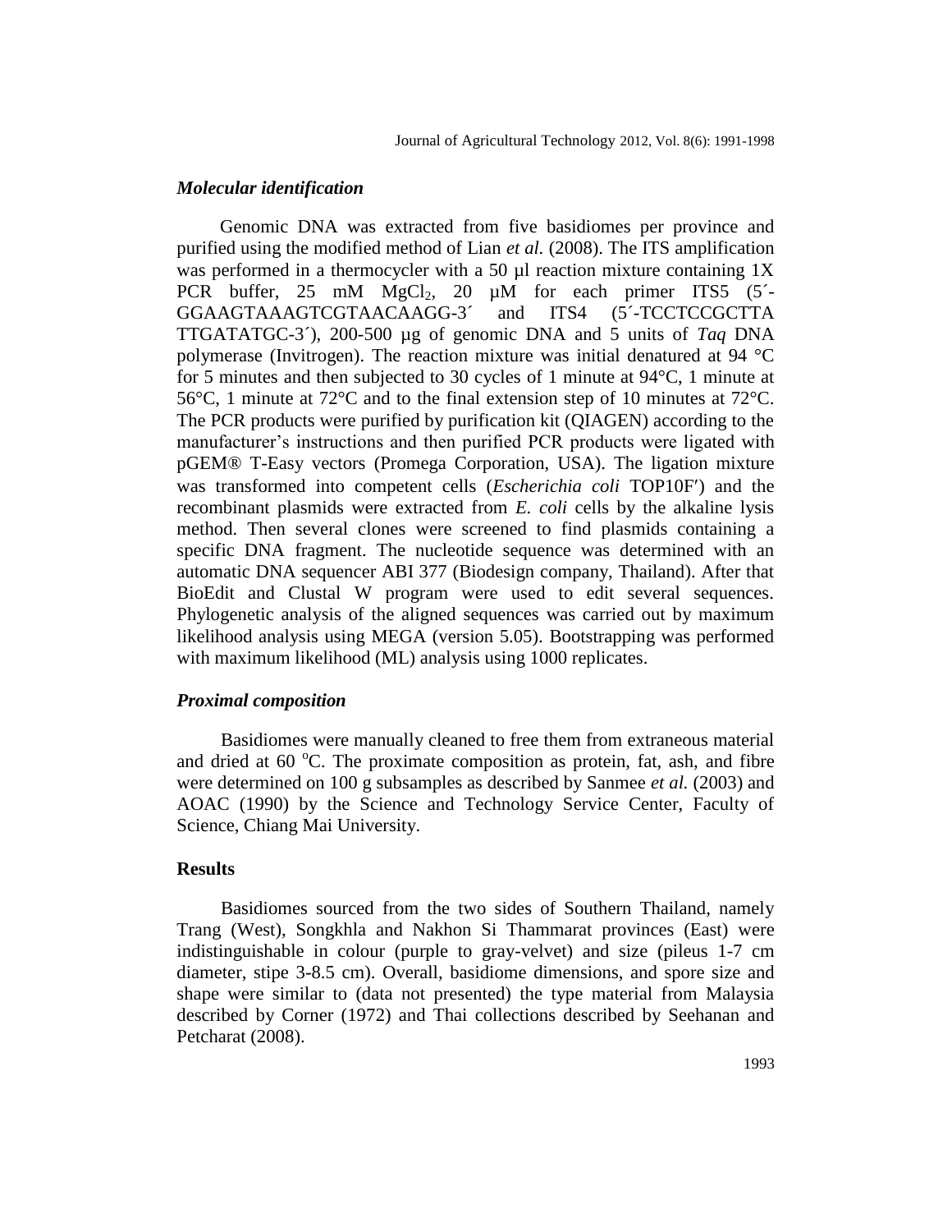### *Molecular identification*

Genomic DNA was extracted from five basidiomes per province and purified using the modified method of Lian *et al.* (2008). The ITS amplification was performed in a thermocycler with a 50 µl reaction mixture containing 1X PCR buffer, 25 mM $MgCl_2$, 20 µM for each primer ITS5 (5´-GGAAGTAAAGTCGTAACAAGG-3´ and ITS4 (5´-TCCTCCGCTTA TTGATATGC-3´), 200-500 µg of genomic DNA and 5 units of *Taq* DNA polymerase (Invitrogen). The reaction mixture was initial denatured at 94 °C for 5 minutes and then subjected to 30 cycles of 1 minute at 94°C, 1 minute at 56°C, 1 minute at 72°C and to the final extension step of 10 minutes at 72°C. The PCR products were purified by purification kit (QIAGEN) according to the manufacturer's instructions and then purified PCR products were ligated with pGEM® T-Easy vectors (Promega Corporation, USA). The ligation mixture was transformed into competent cells (*Escherichia coli* TOP10F′) and the recombinant plasmids were extracted from *E. coli* cells by the alkaline lysis method. Then several clones were screened to find plasmids containing a specific DNA fragment. The nucleotide sequence was determined with an automatic DNA sequencer ABI 377 (Biodesign company, Thailand). After that BioEdit and Clustal W program were used to edit several sequences. Phylogenetic analysis of the aligned sequences was carried out by maximum likelihood analysis using MEGA (version 5.05). Bootstrapping was performed with maximum likelihood (ML) analysis using 1000 replicates.

### *Proximal composition*

Basidiomes were manually cleaned to free them from extraneous material and dried at 60 °C. The proximate composition as protein, fat, ash, and fibre were determined on 100 g subsamples as described by Sanmee *et al.* (2003) and AOAC (1990) by the Science and Technology Service Center, Faculty of Science, Chiang Mai University.

## Results

Basidiomes sourced from the two sides of Southern Thailand, namely Trang (West), Songkhla and Nakhon Si Thammarat provinces (East) were indistinguishable in colour (purple to gray-velvet) and size (pileus 1-7 cm diameter, stipe 3-8.5 cm). Overall, basidiome dimensions, and spore size and shape were similar to (data not presented) the type material from Malaysia described by Corner (1972) and Thai collections described by Seehanan and Petcharat (2008).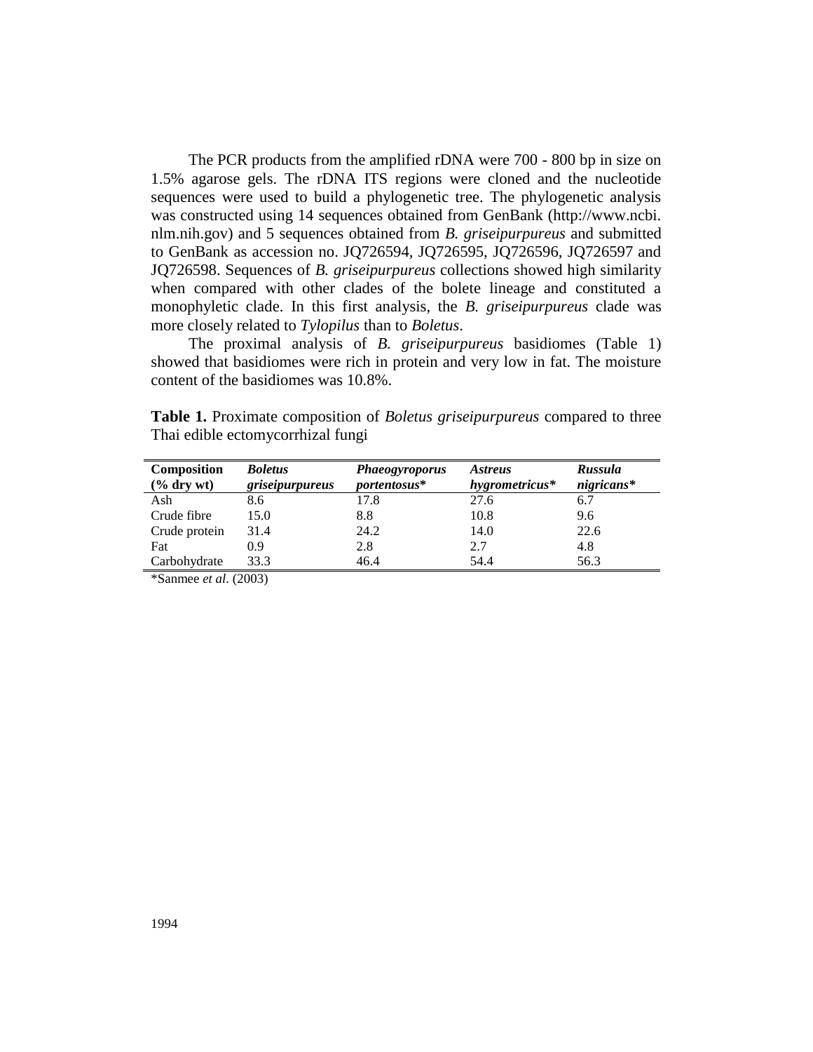The PCR products from the amplified rDNA were 700 - 800 bp in size on 1.5% agarose gels. The rDNA ITS regions were cloned and the nucleotide sequences were used to build a phylogenetic tree. The phylogenetic analysis was constructed using 14 sequences obtained from GenBank (http://www.ncbi.nlm.nih.gov) and 5 sequences obtained from *B. griseipurpureus* and submitted to GenBank as accession no. JQ726594, JQ726595, JQ726596, JQ726597 and JQ726598. Sequences of *B. griseipurpureus* collections showed high similarity when compared with other clades of the bolete lineage and constituted a monophyletic clade. In this first analysis, the *B. griseipurpureus* clade was more closely related to *Tylopilus* than to *Boletus*.

The proximal analysis of *B. griseipurpureus* basidiomes (Table 1) showed that basidiomes were rich in protein and very low in fat. The moisture content of the basidiomes was 10.8%.

**Table 1.** Proximate composition of *Boletus griseipurpureus* compared to three Thai edible ectomycorrhizal fungi

| Composition (% dry wt) | *Boletus griseipurpureus* | *Phaeogyroporus portentosus*\* | *Astreus hygrometricus*\* | *Russula nigricans*\* |
|---|---|---|---|---|
| Ash | 8.6 | 17.8 | 27.6 | 6.7 |
| Crude fibre | 15.0 | 8.8 | 10.8 | 9.6 |
| Crude protein | 31.4 | 24.2 | 14.0 | 22.6 |
| Fat | 0.9 | 2.8 | 2.7 | 4.8 |
| Carbohydrate | 33.3 | 46.4 | 54.4 | 56.3 |

\*Sanmee *et al*. (2003)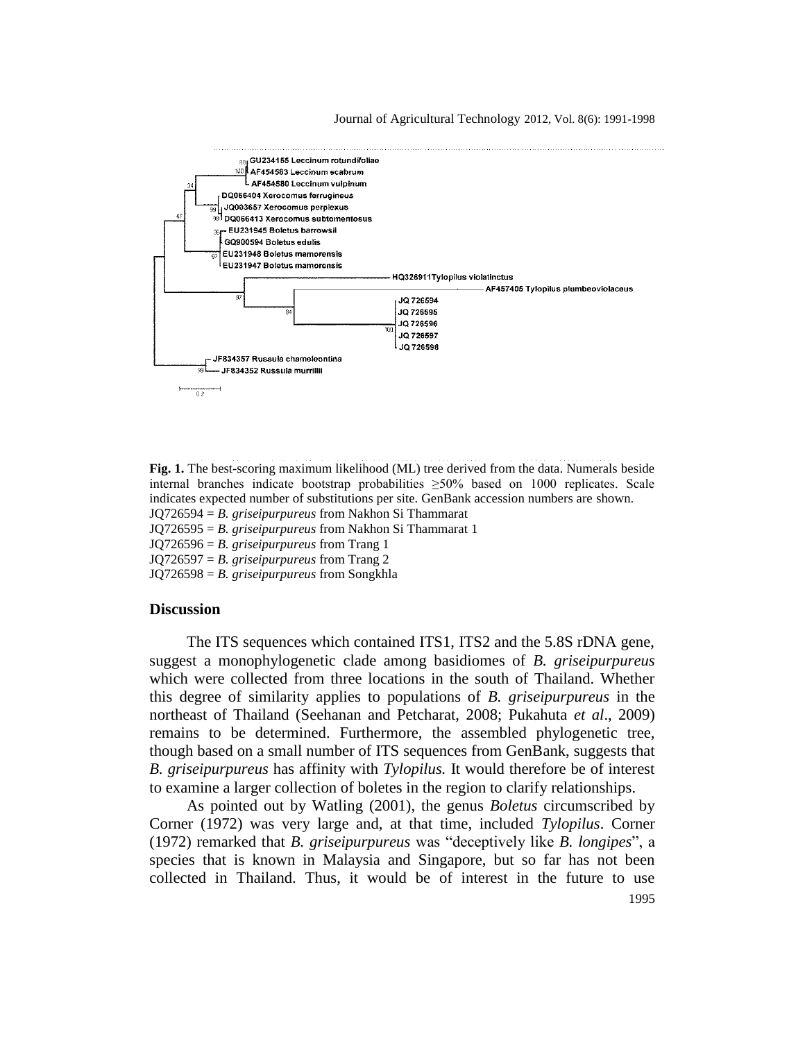**Fig. 1.** The best-scoring maximum likelihood (ML) tree derived from the data. Numerals beside internal branches indicate bootstrap probabilities ≥50% based on 1000 replicates. Scale indicates expected number of substitutions per site. GenBank accession numbers are shown.

JQ726594 = *B. griseipurpureus* from Nakhon Si Thammarat
JQ726595 = *B. griseipurpureus* from Nakhon Si Thammarat 1
JQ726596 = *B. griseipurpureus* from Trang 1
JQ726597 = *B. griseipurpureus* from Trang 2
JQ726598 = *B. griseipurpureus* from Songkhla

## Discussion

The ITS sequences which contained ITS1, ITS2 and the 5.8S rDNA gene, suggest a monophylogenetic clade among basidiomes of *B. griseipurpureus* which were collected from three locations in the south of Thailand. Whether this degree of similarity applies to populations of *B. griseipurpureus* in the northeast of Thailand (Seehanan and Petcharat, 2008; Pukahuta *et al*., 2009) remains to be determined. Furthermore, the assembled phylogenetic tree, though based on a small number of ITS sequences from GenBank, suggests that *B. griseipurpureus* has affinity with *Tylopilus.* It would therefore be of interest to examine a larger collection of boletes in the region to clarify relationships.

As pointed out by Watling (2001), the genus *Boletus* circumscribed by Corner (1972) was very large and, at that time, included *Tylopilus*. Corner (1972) remarked that *B. griseipurpureus* was "deceptively like *B. longipes*", a species that is known in Malaysia and Singapore, but so far has not been collected in Thailand. Thus, it would be of interest in the future to use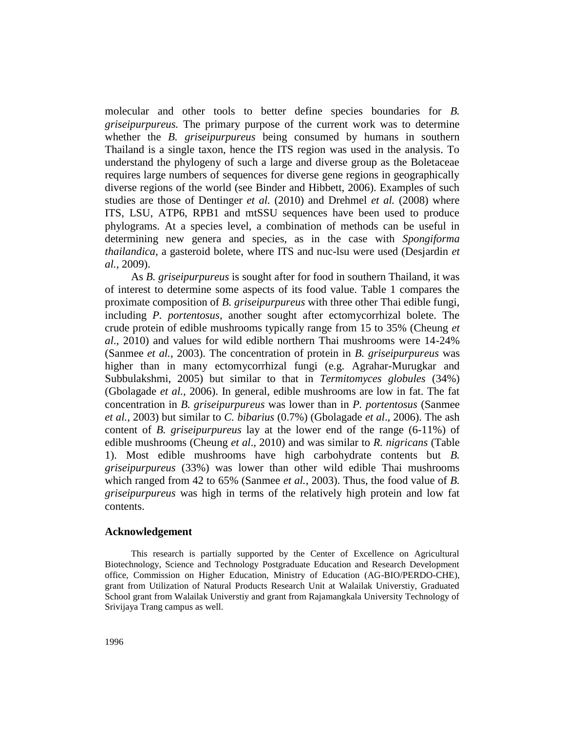molecular and other tools to better define species boundaries for *B. griseipurpureus.* The primary purpose of the current work was to determine whether the *B. griseipurpureus* being consumed by humans in southern Thailand is a single taxon, hence the ITS region was used in the analysis. To understand the phylogeny of such a large and diverse group as the Boletaceae requires large numbers of sequences for diverse gene regions in geographically diverse regions of the world (see Binder and Hibbett, 2006). Examples of such studies are those of Dentinger *et al.* (2010) and Drehmel *et al.* (2008) where ITS, LSU, ATP6, RPB1 and mtSSU sequences have been used to produce phylograms. At a species level, a combination of methods can be useful in determining new genera and species, as in the case with *Spongiforma thailandica*, a gasteroid bolete, where ITS and nuc-lsu were used (Desjardin *et al.,* 2009).

As *B. griseipurpureus* is sought after for food in southern Thailand, it was of interest to determine some aspects of its food value. Table 1 compares the proximate composition of *B. griseipurpureus* with three other Thai edible fungi, including *P. portentosus*, another sought after ectomycorrhizal bolete. The crude protein of edible mushrooms typically range from 15 to 35% (Cheung *et al*., 2010) and values for wild edible northern Thai mushrooms were 14-24% (Sanmee *et al.*, 2003). The concentration of protein in *B. griseipurpureus* was higher than in many ectomycorrhizal fungi (e.g. Agrahar-Murugkar and Subbulakshmi, 2005) but similar to that in *Termitomyces globules* (34%) (Gbolagade *et al.,* 2006). In general, edible mushrooms are low in fat. The fat concentration in *B. griseipurpureus* was lower than in *P. portentosus* (Sanmee *et al.,* 2003) but similar to *C. bibarius* (0.7%) (Gbolagade *et al*., 2006). The ash content of *B. griseipurpureus* lay at the lower end of the range (6-11%) of edible mushrooms (Cheung *et al*., 2010) and was similar to *R. nigricans* (Table 1). Most edible mushrooms have high carbohydrate contents but *B. griseipurpureus* (33%) was lower than other wild edible Thai mushrooms which ranged from 42 to 65% (Sanmee *et al.,* 2003). Thus, the food value of *B. griseipurpureus* was high in terms of the relatively high protein and low fat contents.

## Acknowledgement

This research is partially supported by the Center of Excellence on Agricultural Biotechnology, Science and Technology Postgraduate Education and Research Development office, Commission on Higher Education, Ministry of Education (AG-BIO/PERDO-CHE), grant from Utilization of Natural Products Research Unit at Walailak Universtiy, Graduated School grant from Walailak Universtiy and grant from Rajamangkala University Technology of Srivijaya Trang campus as well.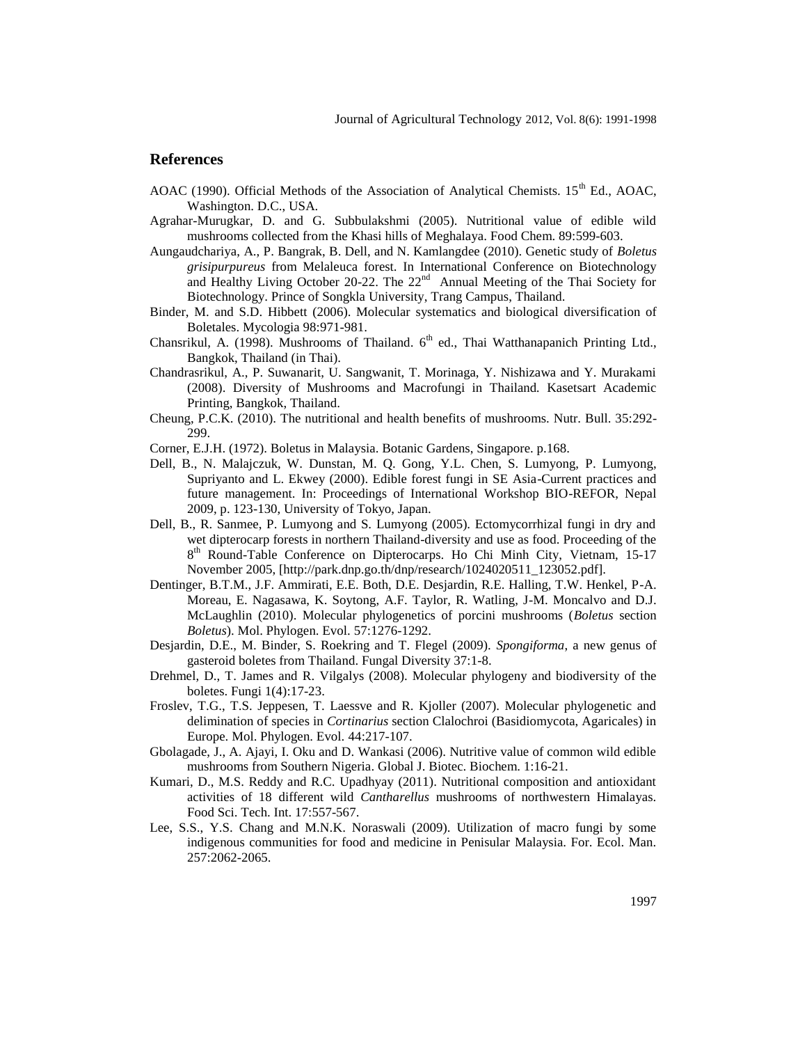## References

AOAC (1990). Official Methods of the Association of Analytical Chemists. 15th Ed., AOAC, Washington. D.C., USA.

Agrahar-Murugkar, D. and G. Subbulakshmi (2005). Nutritional value of edible wild mushrooms collected from the Khasi hills of Meghalaya. Food Chem. 89:599-603.

Aungaudchariya, A., P. Bangrak, B. Dell, and N. Kamlangdee (2010). Genetic study of *Boletus grisipurpureus* from Melaleuca forest. In International Conference on Biotechnology and Healthy Living October 20-22. The 22nd Annual Meeting of the Thai Society for Biotechnology. Prince of Songkla University, Trang Campus, Thailand.

Binder, M. and S.D. Hibbett (2006). Molecular systematics and biological diversification of Boletales. Mycologia 98:971-981.

Chansrikul, A. (1998). Mushrooms of Thailand. 6th ed., Thai Watthanapanich Printing Ltd., Bangkok, Thailand (in Thai).

Chandrasrikul, A., P. Suwanarit, U. Sangwanit, T. Morinaga, Y. Nishizawa and Y. Murakami (2008). Diversity of Mushrooms and Macrofungi in Thailand. Kasetsart Academic Printing, Bangkok, Thailand.

Cheung, P.C.K. (2010). The nutritional and health benefits of mushrooms. Nutr. Bull. 35:292-299.

Corner, E.J.H. (1972). Boletus in Malaysia. Botanic Gardens, Singapore. p.168.

Dell, B., N. Malajczuk, W. Dunstan, M. Q. Gong, Y.L. Chen, S. Lumyong, P. Lumyong, Supriyanto and L. Ekwey (2000). Edible forest fungi in SE Asia-Current practices and future management. In: Proceedings of International Workshop BIO-REFOR, Nepal 2009, p. 123-130, University of Tokyo, Japan.

Dell, B., R. Sanmee, P. Lumyong and S. Lumyong (2005). Ectomycorrhizal fungi in dry and wet dipterocarp forests in northern Thailand-diversity and use as food. Proceeding of the 8th Round-Table Conference on Dipterocarps. Ho Chi Minh City, Vietnam, 15-17 November 2005, [http://park.dnp.go.th/dnp/research/1024020511_123052.pdf].

Dentinger, B.T.M., J.F. Ammirati, E.E. Both, D.E. Desjardin, R.E. Halling, T.W. Henkel, P-A. Moreau, E. Nagasawa, K. Soytong, A.F. Taylor, R. Watling, J-M. Moncalvo and D.J. McLaughlin (2010). Molecular phylogenetics of porcini mushrooms (*Boletus* section *Boletus*). Mol. Phylogen. Evol. 57:1276-1292.

Desjardin, D.E., M. Binder, S. Roekring and T. Flegel (2009). *Spongiforma*, a new genus of gasteroid boletes from Thailand. Fungal Diversity 37:1-8.

Drehmel, D., T. James and R. Vilgalys (2008). Molecular phylogeny and biodiversity of the boletes. Fungi 1(4):17-23.

Froslev, T.G., T.S. Jeppesen, T. Laessve and R. Kjoller (2007). Molecular phylogenetic and delimination of species in *Cortinarius* section Clalochroi (Basidiomycota, Agaricales) in Europe. Mol. Phylogen. Evol. 44:217-107.

Gbolagade, J., A. Ajayi, I. Oku and D. Wankasi (2006). Nutritive value of common wild edible mushrooms from Southern Nigeria. Global J. Biotec. Biochem. 1:16-21.

Kumari, D., M.S. Reddy and R.C. Upadhyay (2011). Nutritional composition and antioxidant activities of 18 different wild *Cantharellus* mushrooms of northwestern Himalayas. Food Sci. Tech. Int. 17:557-567.

Lee, S.S., Y.S. Chang and M.N.K. Noraswali (2009). Utilization of macro fungi by some indigenous communities for food and medicine in Penisular Malaysia. For. Ecol. Man. 257:2062-2065.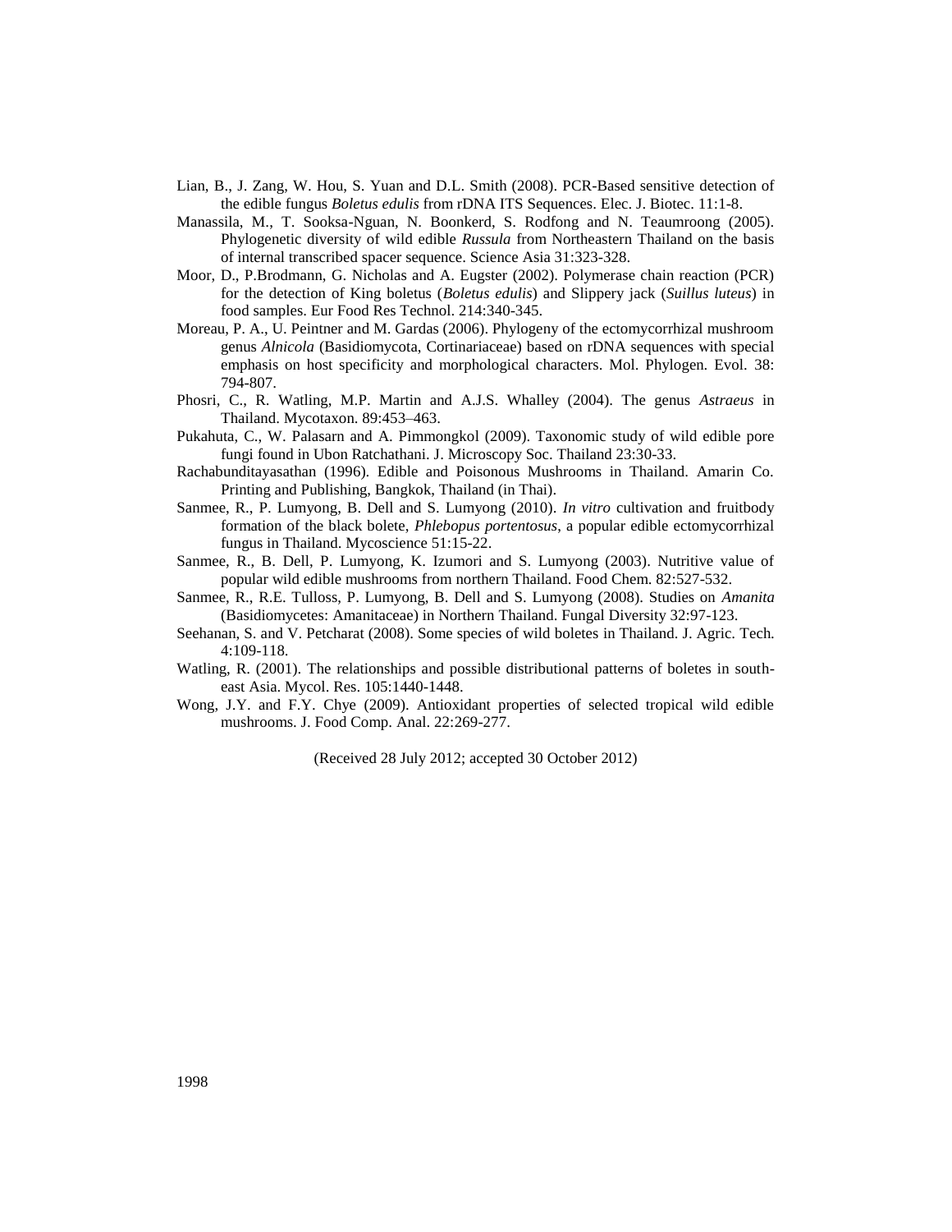Lian, B., J. Zang, W. Hou, S. Yuan and D.L. Smith (2008). PCR-Based sensitive detection of the edible fungus *Boletus edulis* from rDNA ITS Sequences. Elec. J. Biotec. 11:1-8.

Manassila, M., T. Sooksa-Nguan, N. Boonkerd, S. Rodfong and N. Teaumroong (2005). Phylogenetic diversity of wild edible *Russula* from Northeastern Thailand on the basis of internal transcribed spacer sequence. Science Asia 31:323-328.

Moor, D., P.Brodmann, G. Nicholas and A. Eugster (2002). Polymerase chain reaction (PCR) for the detection of King boletus (*Boletus edulis*) and Slippery jack (*Suillus luteus*) in food samples. Eur Food Res Technol. 214:340-345.

Moreau, P. A., U. Peintner and M. Gardas (2006). Phylogeny of the ectomycorrhizal mushroom genus *Alnicola* (Basidiomycota, Cortinariaceae) based on rDNA sequences with special emphasis on host specificity and morphological characters. Mol. Phylogen. Evol. 38: 794-807.

Phosri, C., R. Watling, M.P. Martin and A.J.S. Whalley (2004). The genus *Astraeus* in Thailand. Mycotaxon. 89:453–463.

Pukahuta, C., W. Palasarn and A. Pimmongkol (2009). Taxonomic study of wild edible pore fungi found in Ubon Ratchathani. J. Microscopy Soc. Thailand 23:30-33.

Rachabunditayasathan (1996). Edible and Poisonous Mushrooms in Thailand. Amarin Co. Printing and Publishing, Bangkok, Thailand (in Thai).

Sanmee, R., P. Lumyong, B. Dell and S. Lumyong (2010). *In vitro* cultivation and fruitbody formation of the black bolete, *Phlebopus portentosus*, a popular edible ectomycorrhizal fungus in Thailand. Mycoscience 51:15-22.

Sanmee, R., B. Dell, P. Lumyong, K. Izumori and S. Lumyong (2003). Nutritive value of popular wild edible mushrooms from northern Thailand. Food Chem. 82:527-532.

Sanmee, R., R.E. Tulloss, P. Lumyong, B. Dell and S. Lumyong (2008). Studies on *Amanita* (Basidiomycetes: Amanitaceae) in Northern Thailand. Fungal Diversity 32:97-123.

Seehanan, S. and V. Petcharat (2008). Some species of wild boletes in Thailand. J. Agric. Tech. 4:109-118.

Watling, R. (2001). The relationships and possible distributional patterns of boletes in south-east Asia. Mycol. Res. 105:1440-1448.

Wong, J.Y. and F.Y. Chye (2009). Antioxidant properties of selected tropical wild edible mushrooms. J. Food Comp. Anal. 22:269-277.

(Received 28 July 2012; accepted 30 October 2012)